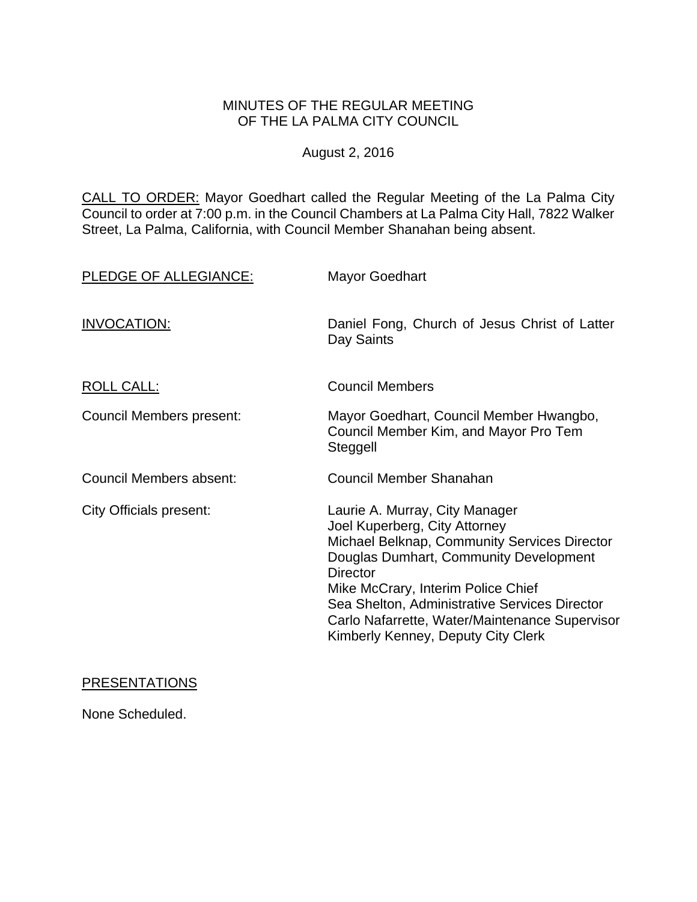MINUTES OF THE REGULAR MEETING
OF THE LA PALMA CITY COUNCIL

August 2, 2016

CALL TO ORDER: Mayor Goedhart called the Regular Meeting of the La Palma City Council to order at 7:00 p.m. in the Council Chambers at La Palma City Hall, 7822 Walker Street, La Palma, California, with Council Member Shanahan being absent.

PLEDGE OF ALLEGIANCE: Mayor Goedhart

INVOCATION: Daniel Fong, Church of Jesus Christ of Latter Day Saints

ROLL CALL: Council Members

Council Members present: Mayor Goedhart, Council Member Hwangbo, Council Member Kim, and Mayor Pro Tem Steggell

Council Members absent: Council Member Shanahan

City Officials present:
Laurie A. Murray, City Manager
Joel Kuperberg, City Attorney
Michael Belknap, Community Services Director
Douglas Dumhart, Community Development Director
Mike McCrary, Interim Police Chief
Sea Shelton, Administrative Services Director
Carlo Nafarrette, Water/Maintenance Supervisor
Kimberly Kenney, Deputy City Clerk

PRESENTATIONS

None Scheduled.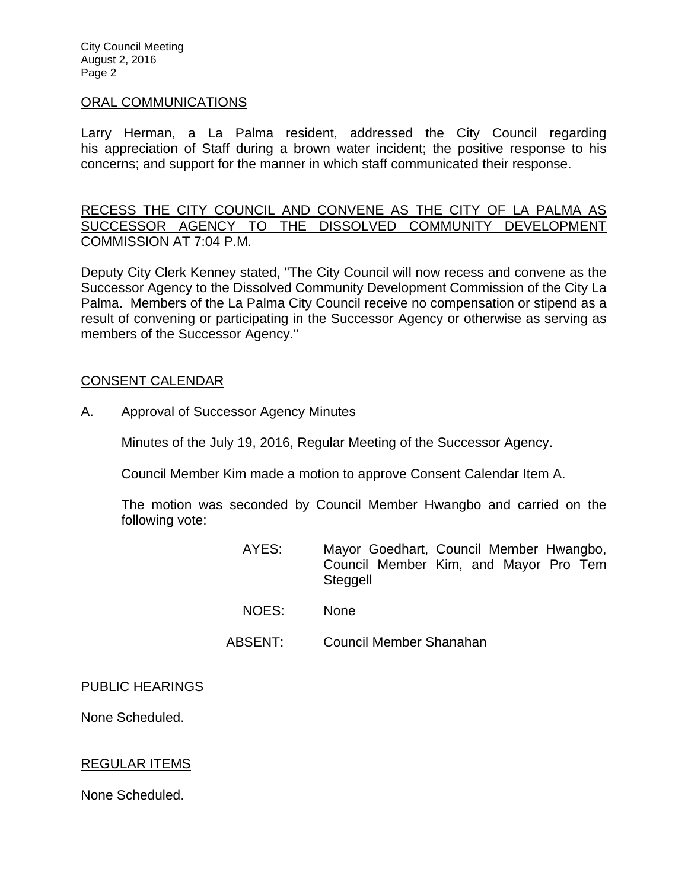## ORAL COMMUNICATIONS

Larry Herman, a La Palma resident, addressed the City Council regarding his appreciation of Staff during a brown water incident; the positive response to his concerns; and support for the manner in which staff communicated their response.

## RECESS THE CITY COUNCIL AND CONVENE AS THE CITY OF LA PALMA AS SUCCESSOR AGENCY TO THE DISSOLVED COMMUNITY DEVELOPMENT COMMISSION AT 7:04 P.M.

Deputy City Clerk Kenney stated, "The City Council will now recess and convene as the Successor Agency to the Dissolved Community Development Commission of the City La Palma. Members of the La Palma City Council receive no compensation or stipend as a result of convening or participating in the Successor Agency or otherwise as serving as members of the Successor Agency."

## CONSENT CALENDAR

A. Approval of Successor Agency Minutes

Minutes of the July 19, 2016, Regular Meeting of the Successor Agency.

Council Member Kim made a motion to approve Consent Calendar Item A.

The motion was seconded by Council Member Hwangbo and carried on the following vote:

AYES: Mayor Goedhart, Council Member Hwangbo, Council Member Kim, and Mayor Pro Tem Steggell

NOES: None

ABSENT: Council Member Shanahan

## PUBLIC HEARINGS

None Scheduled.

## REGULAR ITEMS

None Scheduled.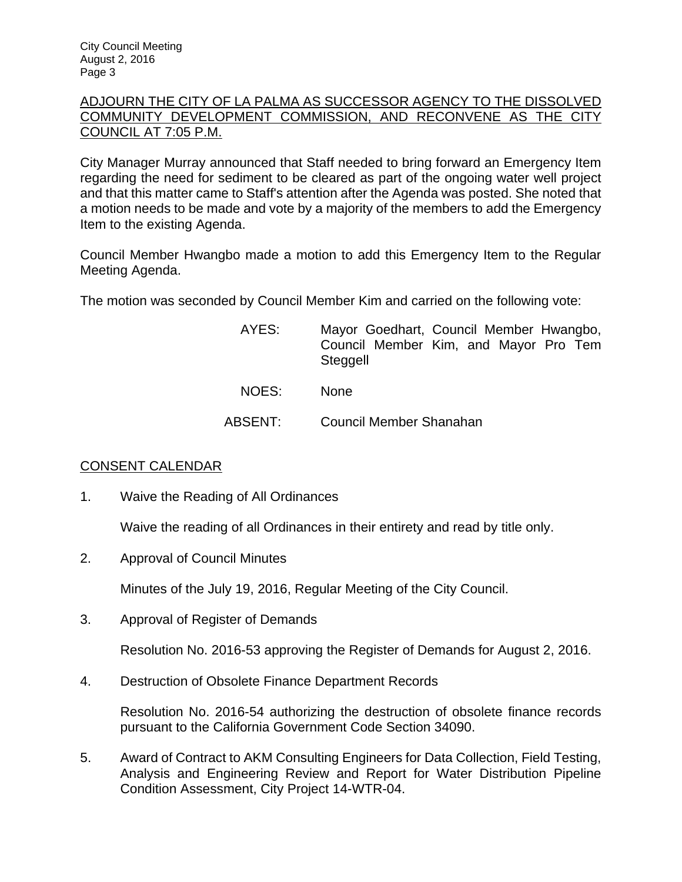ADJOURN THE CITY OF LA PALMA AS SUCCESSOR AGENCY TO THE DISSOLVED COMMUNITY DEVELOPMENT COMMISSION, AND RECONVENE AS THE CITY COUNCIL AT 7:05 P.M.

City Manager Murray announced that Staff needed to bring forward an Emergency Item regarding the need for sediment to be cleared as part of the ongoing water well project and that this matter came to Staff's attention after the Agenda was posted. She noted that a motion needs to be made and vote by a majority of the members to add the Emergency Item to the existing Agenda.

Council Member Hwangbo made a motion to add this Emergency Item to the Regular Meeting Agenda.

The motion was seconded by Council Member Kim and carried on the following vote:

AYES: Mayor Goedhart, Council Member Hwangbo, Council Member Kim, and Mayor Pro Tem Steggell

NOES: None

ABSENT: Council Member Shanahan

CONSENT CALENDAR

1. Waive the Reading of All Ordinances

   Waive the reading of all Ordinances in their entirety and read by title only.

2. Approval of Council Minutes

   Minutes of the July 19, 2016, Regular Meeting of the City Council.

3. Approval of Register of Demands

   Resolution No. 2016-53 approving the Register of Demands for August 2, 2016.

4. Destruction of Obsolete Finance Department Records

   Resolution No. 2016-54 authorizing the destruction of obsolete finance records pursuant to the California Government Code Section 34090.

5. Award of Contract to AKM Consulting Engineers for Data Collection, Field Testing, Analysis and Engineering Review and Report for Water Distribution Pipeline Condition Assessment, City Project 14-WTR-04.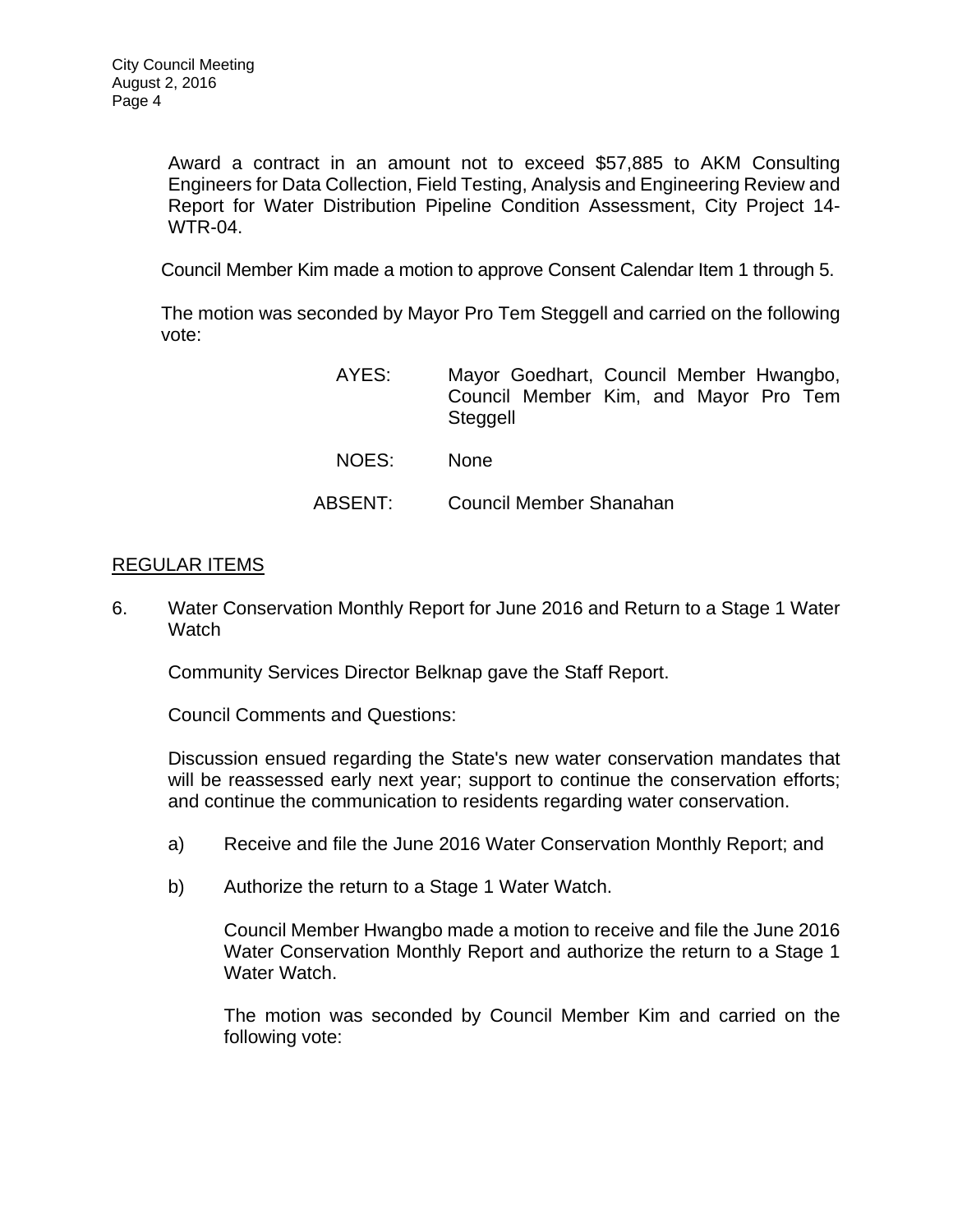Award a contract in an amount not to exceed $57,885 to AKM Consulting Engineers for Data Collection, Field Testing, Analysis and Engineering Review and Report for Water Distribution Pipeline Condition Assessment, City Project 14-WTR-04.

Council Member Kim made a motion to approve Consent Calendar Item 1 through 5.

The motion was seconded by Mayor Pro Tem Steggell and carried on the following vote:

AYES: Mayor Goedhart, Council Member Hwangbo, Council Member Kim, and Mayor Pro Tem Steggell

NOES: None

ABSENT: Council Member Shanahan

## REGULAR ITEMS

6. Water Conservation Monthly Report for June 2016 and Return to a Stage 1 Water Watch

   Community Services Director Belknap gave the Staff Report.

   Council Comments and Questions:

   Discussion ensued regarding the State's new water conservation mandates that will be reassessed early next year; support to continue the conservation efforts; and continue the communication to residents regarding water conservation.

   a) Receive and file the June 2016 Water Conservation Monthly Report; and

   b) Authorize the return to a Stage 1 Water Watch.

      Council Member Hwangbo made a motion to receive and file the June 2016 Water Conservation Monthly Report and authorize the return to a Stage 1 Water Watch.

      The motion was seconded by Council Member Kim and carried on the following vote: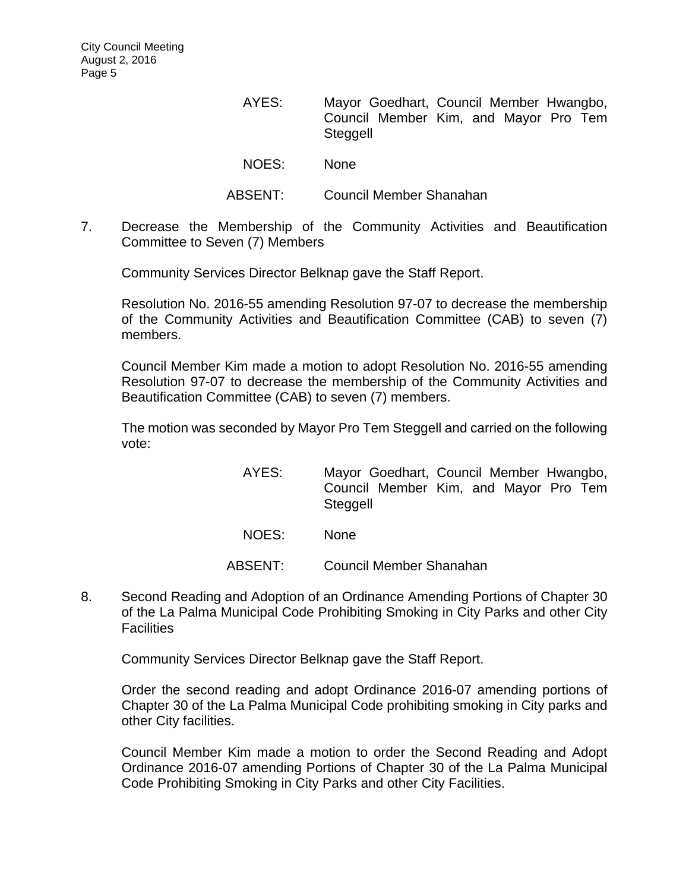AYES: Mayor Goedhart, Council Member Hwangbo, Council Member Kim, and Mayor Pro Tem Steggell

NOES: None

ABSENT: Council Member Shanahan

7. Decrease the Membership of the Community Activities and Beautification Committee to Seven (7) Members

Community Services Director Belknap gave the Staff Report.

Resolution No. 2016-55 amending Resolution 97-07 to decrease the membership of the Community Activities and Beautification Committee (CAB) to seven (7) members.

Council Member Kim made a motion to adopt Resolution No. 2016-55 amending Resolution 97-07 to decrease the membership of the Community Activities and Beautification Committee (CAB) to seven (7) members.

The motion was seconded by Mayor Pro Tem Steggell and carried on the following vote:

AYES: Mayor Goedhart, Council Member Hwangbo, Council Member Kim, and Mayor Pro Tem Steggell

NOES: None

ABSENT: Council Member Shanahan

8. Second Reading and Adoption of an Ordinance Amending Portions of Chapter 30 of the La Palma Municipal Code Prohibiting Smoking in City Parks and other City Facilities

Community Services Director Belknap gave the Staff Report.

Order the second reading and adopt Ordinance 2016-07 amending portions of Chapter 30 of the La Palma Municipal Code prohibiting smoking in City parks and other City facilities.

Council Member Kim made a motion to order the Second Reading and Adopt Ordinance 2016-07 amending Portions of Chapter 30 of the La Palma Municipal Code Prohibiting Smoking in City Parks and other City Facilities.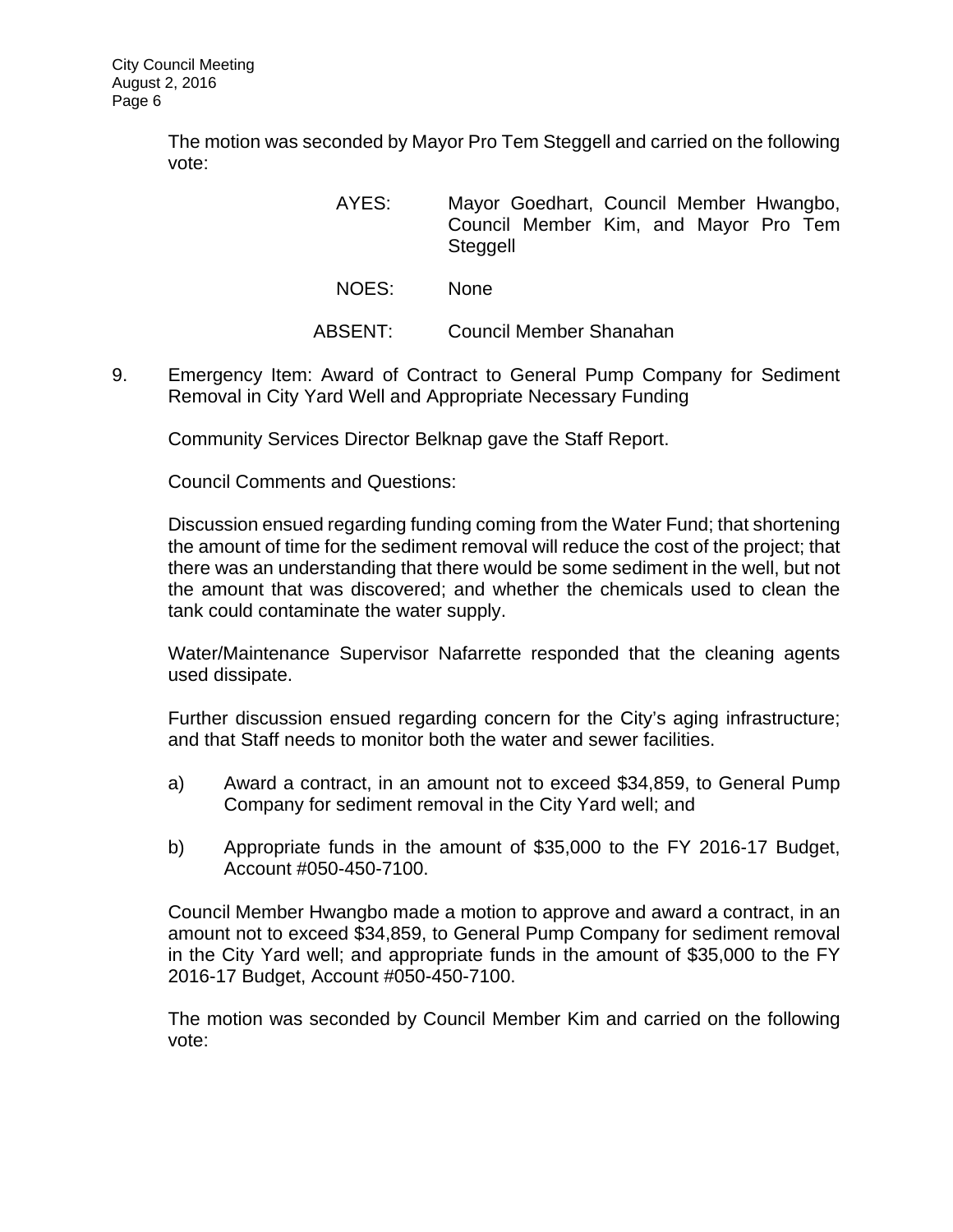The motion was seconded by Mayor Pro Tem Steggell and carried on the following vote:

AYES: Mayor Goedhart, Council Member Hwangbo, Council Member Kim, and Mayor Pro Tem Steggell

NOES: None

ABSENT: Council Member Shanahan

9. Emergency Item: Award of Contract to General Pump Company for Sediment Removal in City Yard Well and Appropriate Necessary Funding

Community Services Director Belknap gave the Staff Report.

Council Comments and Questions:

Discussion ensued regarding funding coming from the Water Fund; that shortening the amount of time for the sediment removal will reduce the cost of the project; that there was an understanding that there would be some sediment in the well, but not the amount that was discovered; and whether the chemicals used to clean the tank could contaminate the water supply.

Water/Maintenance Supervisor Nafarrette responded that the cleaning agents used dissipate.

Further discussion ensued regarding concern for the City's aging infrastructure; and that Staff needs to monitor both the water and sewer facilities.

a) Award a contract, in an amount not to exceed $34,859, to General Pump Company for sediment removal in the City Yard well; and

b) Appropriate funds in the amount of $35,000 to the FY 2016-17 Budget, Account #050-450-7100.

Council Member Hwangbo made a motion to approve and award a contract, in an amount not to exceed $34,859, to General Pump Company for sediment removal in the City Yard well; and appropriate funds in the amount of $35,000 to the FY 2016-17 Budget, Account #050-450-7100.

The motion was seconded by Council Member Kim and carried on the following vote: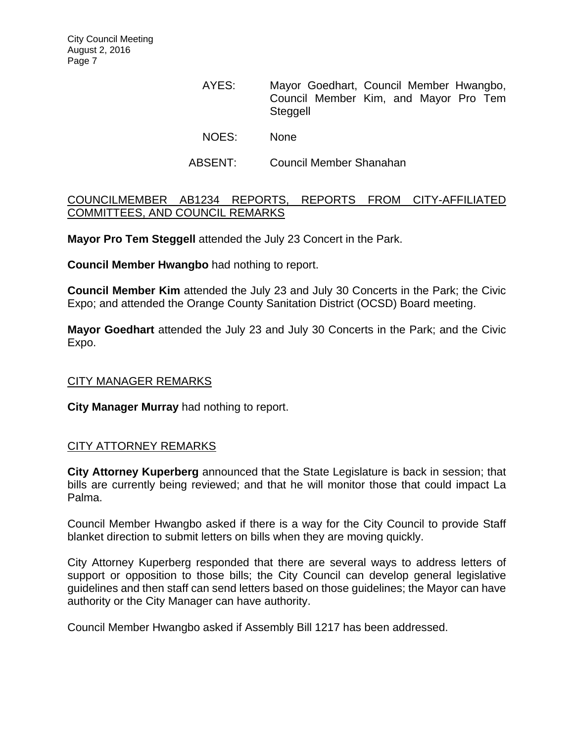AYES: Mayor Goedhart, Council Member Hwangbo, Council Member Kim, and Mayor Pro Tem Steggell

NOES: None

ABSENT: Council Member Shanahan

COUNCILMEMBER AB1234 REPORTS, REPORTS FROM CITY-AFFILIATED COMMITTEES, AND COUNCIL REMARKS

**Mayor Pro Tem Steggell** attended the July 23 Concert in the Park.

**Council Member Hwangbo** had nothing to report.

**Council Member Kim** attended the July 23 and July 30 Concerts in the Park; the Civic Expo; and attended the Orange County Sanitation District (OCSD) Board meeting.

**Mayor Goedhart** attended the July 23 and July 30 Concerts in the Park; and the Civic Expo.

CITY MANAGER REMARKS

**City Manager Murray** had nothing to report.

CITY ATTORNEY REMARKS

**City Attorney Kuperberg** announced that the State Legislature is back in session; that bills are currently being reviewed; and that he will monitor those that could impact La Palma.

Council Member Hwangbo asked if there is a way for the City Council to provide Staff blanket direction to submit letters on bills when they are moving quickly.

City Attorney Kuperberg responded that there are several ways to address letters of support or opposition to those bills; the City Council can develop general legislative guidelines and then staff can send letters based on those guidelines; the Mayor can have authority or the City Manager can have authority.

Council Member Hwangbo asked if Assembly Bill 1217 has been addressed.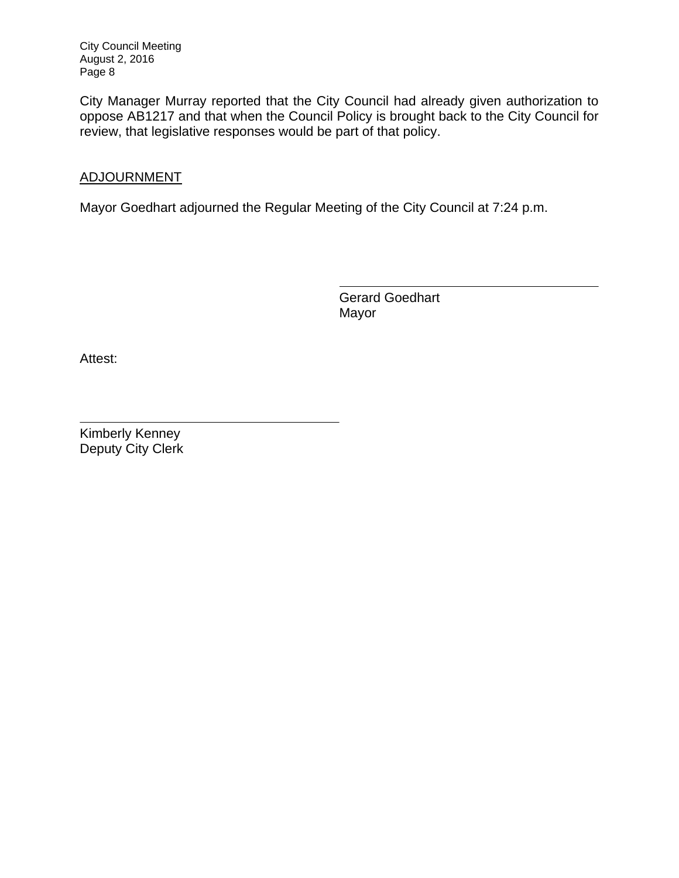City Manager Murray reported that the City Council had already given authorization to oppose AB1217 and that when the Council Policy is brought back to the City Council for review, that legislative responses would be part of that policy.

## ADJOURNMENT

Mayor Goedhart adjourned the Regular Meeting of the City Council at 7:24 p.m.

\_\_\_\_\_\_\_\_\_\_\_\_\_\_\_\_\_\_\_\_\_\_\_\_\_\_\_\_\_\_\_\_\_\_\_\_\_\_

Gerard Goedhart
Mayor

Attest:

\_\_\_\_\_\_\_\_\_\_\_\_\_\_\_\_\_\_\_\_\_\_\_\_\_\_\_\_\_\_\_\_\_\_\_\_\_\_

Kimberly Kenney
Deputy City Clerk